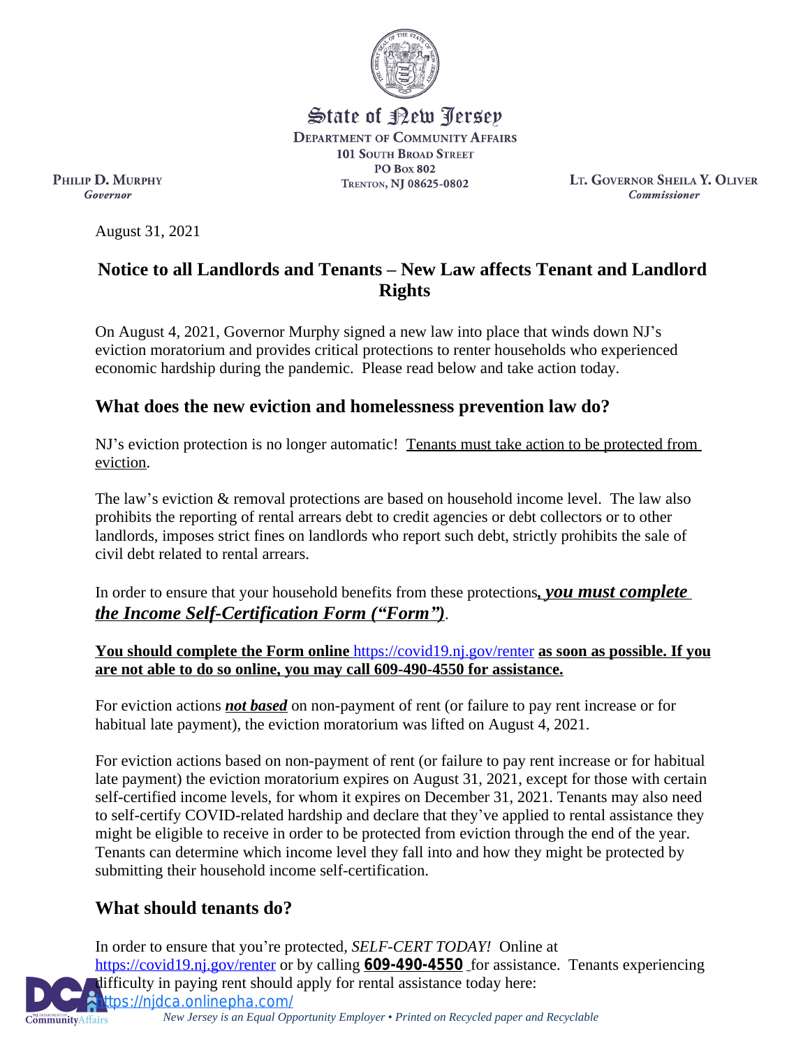State of New Jersey
DEPARTMENT OF COMMUNITY AFFAIRS
101 SOUTH BROAD STREET
PO BOX 802
TRENTON, NJ 08625-0802

PHILIP D. MURPHY
*Governor*

LT. GOVERNOR SHEILA Y. OLIVER
*Commissioner*

August 31, 2021

## Notice to all Landlords and Tenants – New Law affects Tenant and Landlord Rights

On August 4, 2021, Governor Murphy signed a new law into place that winds down NJ's eviction moratorium and provides critical protections to renter households who experienced economic hardship during the pandemic. Please read below and take action today.

## What does the new eviction and homelessness prevention law do?

NJ's eviction protection is no longer automatic! Tenants must take action to be protected from eviction.

The law's eviction & removal protections are based on household income level. The law also prohibits the reporting of rental arrears debt to credit agencies or debt collectors or to other landlords, imposes strict fines on landlords who report such debt, strictly prohibits the sale of civil debt related to rental arrears.

In order to ensure that your household benefits from these protections***, you must complete the Income Self-Certification Form ("Form")***.

**You should complete the Form online** https://covid19.nj.gov/renter **as soon as possible. If you are not able to do so online, you may call 609-490-4550 for assistance.**

For eviction actions ***not based*** on non-payment of rent (or failure to pay rent increase or for habitual late payment), the eviction moratorium was lifted on August 4, 2021.

For eviction actions based on non-payment of rent (or failure to pay rent increase or for habitual late payment) the eviction moratorium expires on August 31, 2021, except for those with certain self-certified income levels, for whom it expires on December 31, 2021. Tenants may also need to self-certify COVID-related hardship and declare that they've applied to rental assistance they might be eligible to receive in order to be protected from eviction through the end of the year. Tenants can determine which income level they fall into and how they might be protected by submitting their household income self-certification.

## What should tenants do?

In order to ensure that you're protected, *SELF-CERT TODAY!* Online at https://covid19.nj.gov/renter or by calling **609-490-4550** for assistance. Tenants experiencing difficulty in paying rent should apply for rental assistance today here: https://njdca.onlinepha.com/

*New Jersey is an Equal Opportunity Employer • Printed on Recycled paper and Recyclable*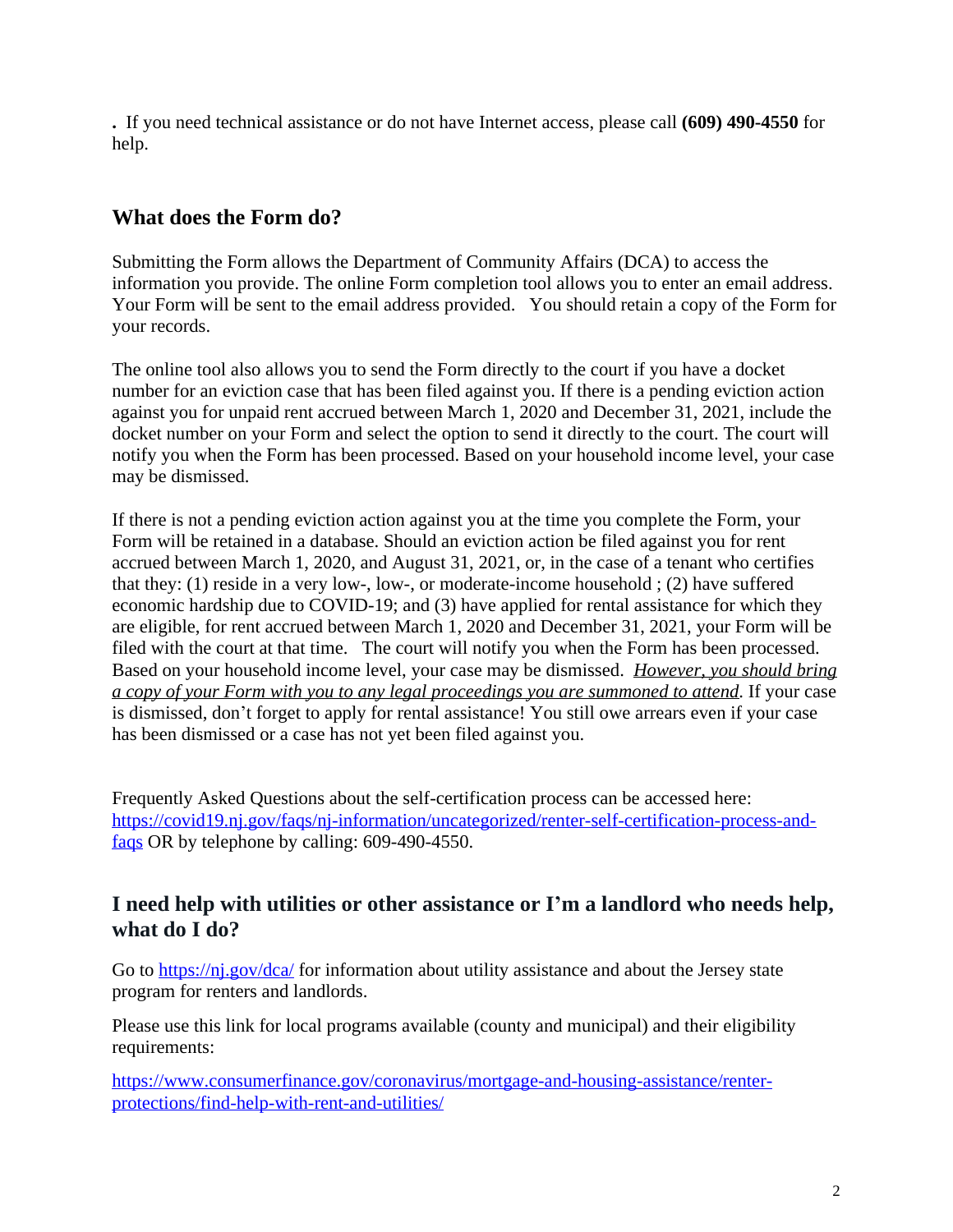. If you need technical assistance or do not have Internet access, please call **(609) 490-4550** for help.

## What does the Form do?

Submitting the Form allows the Department of Community Affairs (DCA) to access the information you provide. The online Form completion tool allows you to enter an email address. Your Form will be sent to the email address provided. You should retain a copy of the Form for your records.

The online tool also allows you to send the Form directly to the court if you have a docket number for an eviction case that has been filed against you. If there is a pending eviction action against you for unpaid rent accrued between March 1, 2020 and December 31, 2021, include the docket number on your Form and select the option to send it directly to the court. The court will notify you when the Form has been processed. Based on your household income level, your case may be dismissed.

If there is not a pending eviction action against you at the time you complete the Form, your Form will be retained in a database. Should an eviction action be filed against you for rent accrued between March 1, 2020, and August 31, 2021, or, in the case of a tenant who certifies that they: (1) reside in a very low-, low-, or moderate-income household ; (2) have suffered economic hardship due to COVID-19; and (3) have applied for rental assistance for which they are eligible, for rent accrued between March 1, 2020 and December 31, 2021, your Form will be filed with the court at that time. The court will notify you when the Form has been processed. Based on your household income level, your case may be dismissed. *However, you should bring a copy of your Form with you to any legal proceedings you are summoned to attend*. If your case is dismissed, don't forget to apply for rental assistance! You still owe arrears even if your case has been dismissed or a case has not yet been filed against you.

Frequently Asked Questions about the self-certification process can be accessed here: https://covid19.nj.gov/faqs/nj-information/uncategorized/renter-self-certification-process-and-faqs OR by telephone by calling: 609-490-4550.

## I need help with utilities or other assistance or I'm a landlord who needs help, what do I do?

Go to https://nj.gov/dca/ for information about utility assistance and about the Jersey state program for renters and landlords.

Please use this link for local programs available (county and municipal) and their eligibility requirements:

https://www.consumerfinance.gov/coronavirus/mortgage-and-housing-assistance/renter-protections/find-help-with-rent-and-utilities/